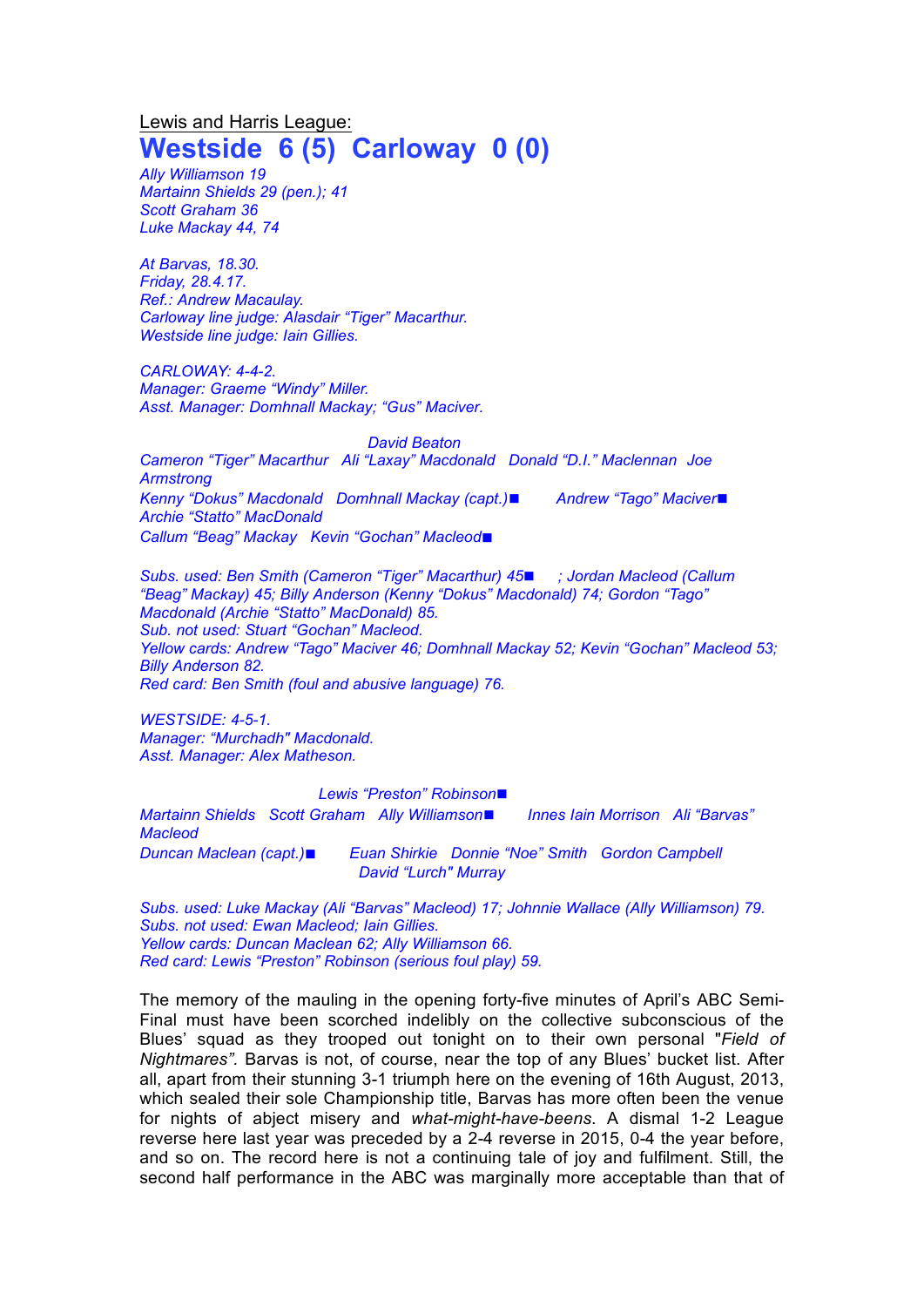Lewis and Harris League:

# Westside 6 (5) Carloway 0 (0)

*Ally Williamson 19*
*Martainn Shields 29 (pen.); 41*
*Scott Graham 36*
*Luke Mackay 44, 74*

*At Barvas, 18.30.*
*Friday, 28.4.17.*
*Ref.: Andrew Macaulay.*
*Carloway line judge: Alasdair "Tiger" Macarthur.*
*Westside line judge: Iain Gillies.*

*CARLOWAY: 4-4-2.*
*Manager: Graeme "Windy" Miller.*
*Asst. Manager: Domhnall Mackay; "Gus" Maciver.*

*David Beaton*
*Cameron "Tiger" Macarthur   Ali "Laxay" Macdonald   Donald "D.I." Maclennan   Joe Armstrong*
*Kenny "Dokus" Macdonald   Domhnall Mackay (capt.)■   Andrew "Tago" Maciver■   Archie "Statto" MacDonald*
*Callum "Beag" Mackay   Kevin "Gochan" Macleod■*

*Subs. used: Ben Smith (Cameron "Tiger" Macarthur) 45■ ; Jordan Macleod (Callum "Beag" Mackay) 45; Billy Anderson (Kenny "Dokus" Macdonald) 74; Gordon "Tago" Macdonald (Archie "Statto" MacDonald) 85.*
*Sub. not used: Stuart "Gochan" Macleod.*
*Yellow cards: Andrew "Tago" Maciver 46; Domhnall Mackay 52; Kevin "Gochan" Macleod 53; Billy Anderson 82.*
*Red card: Ben Smith (foul and abusive language) 76.*

*WESTSIDE: 4-5-1.*
*Manager: "Murchadh" Macdonald.*
*Asst. Manager: Alex Matheson.*

*Lewis "Preston" Robinson■*
*Martainn Shields   Scott Graham   Ally Williamson■   Innes Iain Morrison   Ali "Barvas" Macleod*
*Duncan Maclean (capt.)■   Euan Shirkie   Donnie "Noe" Smith   Gordon Campbell*
*David "Lurch" Murray*

*Subs. used: Luke Mackay (Ali "Barvas" Macleod) 17; Johnnie Wallace (Ally Williamson) 79.*
*Subs. not used: Ewan Macleod; Iain Gillies.*
*Yellow cards: Duncan Maclean 62; Ally Williamson 66.*
*Red card: Lewis "Preston" Robinson (serious foul play) 59.*

The memory of the mauling in the opening forty-five minutes of April's ABC Semi-Final must have been scorched indelibly on the collective subconscious of the Blues' squad as they trooped out tonight on to their own personal "*Field of Nightmares"*. Barvas is not, of course, near the top of any Blues' bucket list. After all, apart from their stunning 3-1 triumph here on the evening of 16th August, 2013, which sealed their sole Championship title, Barvas has more often been the venue for nights of abject misery and *what-might-have-beens*. A dismal 1-2 League reverse here last year was preceded by a 2-4 reverse in 2015, 0-4 the year before, and so on. The record here is not a continuing tale of joy and fulfilment. Still, the second half performance in the ABC was marginally more acceptable than that of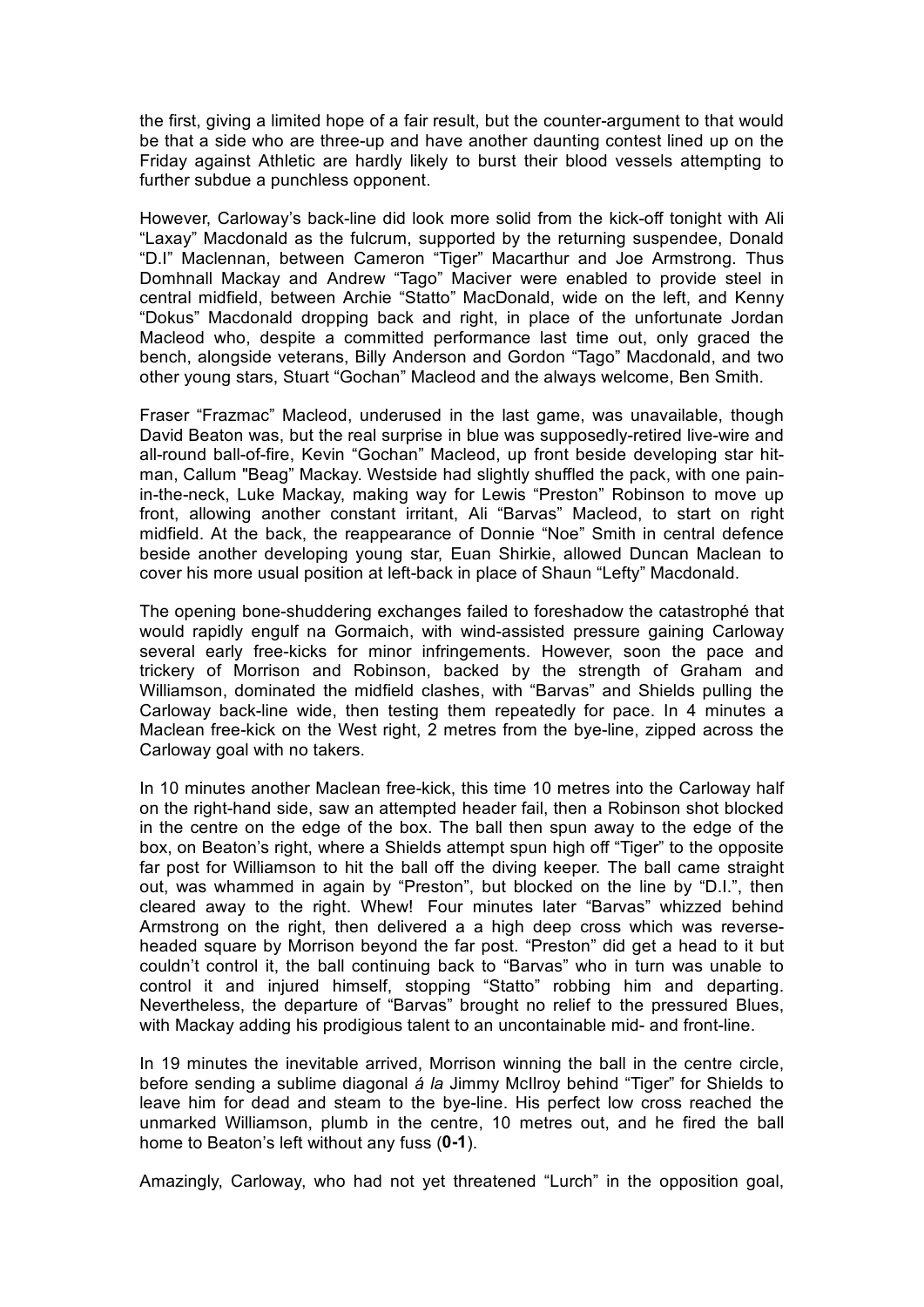the first, giving a limited hope of a fair result, but the counter-argument to that would be that a side who are three-up and have another daunting contest lined up on the Friday against Athletic are hardly likely to burst their blood vessels attempting to further subdue a punchless opponent.

However, Carloway's back-line did look more solid from the kick-off tonight with Ali "Laxay" Macdonald as the fulcrum, supported by the returning suspendee, Donald "D.I" Maclennan, between Cameron "Tiger" Macarthur and Joe Armstrong. Thus Domhnall Mackay and Andrew "Tago" Maciver were enabled to provide steel in central midfield, between Archie "Statto" MacDonald, wide on the left, and Kenny "Dokus" Macdonald dropping back and right, in place of the unfortunate Jordan Macleod who, despite a committed performance last time out, only graced the bench, alongside veterans, Billy Anderson and Gordon "Tago" Macdonald, and two other young stars, Stuart "Gochan" Macleod and the always welcome, Ben Smith.

Fraser "Frazmac" Macleod, underused in the last game, was unavailable, though David Beaton was, but the real surprise in blue was supposedly-retired live-wire and all-round ball-of-fire, Kevin "Gochan" Macleod, up front beside developing star hit-man, Callum "Beag" Mackay. Westside had slightly shuffled the pack, with one pain-in-the-neck, Luke Mackay, making way for Lewis "Preston" Robinson to move up front, allowing another constant irritant, Ali "Barvas" Macleod, to start on right midfield. At the back, the reappearance of Donnie "Noe" Smith in central defence beside another developing young star, Euan Shirkie, allowed Duncan Maclean to cover his more usual position at left-back in place of Shaun "Lefty" Macdonald.

The opening bone-shuddering exchanges failed to foreshadow the catastrophé that would rapidly engulf na Gormaich, with wind-assisted pressure gaining Carloway several early free-kicks for minor infringements. However, soon the pace and trickery of Morrison and Robinson, backed by the strength of Graham and Williamson, dominated the midfield clashes, with "Barvas" and Shields pulling the Carloway back-line wide, then testing them repeatedly for pace. In 4 minutes a Maclean free-kick on the West right, 2 metres from the bye-line, zipped across the Carloway goal with no takers.

In 10 minutes another Maclean free-kick, this time 10 metres into the Carloway half on the right-hand side, saw an attempted header fail, then a Robinson shot blocked in the centre on the edge of the box. The ball then spun away to the edge of the box, on Beaton's right, where a Shields attempt spun high off "Tiger" to the opposite far post for Williamson to hit the ball off the diving keeper. The ball came straight out, was whammed in again by "Preston", but blocked on the line by "D.I.", then cleared away to the right. Whew! Four minutes later "Barvas" whizzed behind Armstrong on the right, then delivered a a high deep cross which was reverse-headed square by Morrison beyond the far post. "Preston" did get a head to it but couldn't control it, the ball continuing back to "Barvas" who in turn was unable to control it and injured himself, stopping "Statto" robbing him and departing. Nevertheless, the departure of "Barvas" brought no relief to the pressured Blues, with Mackay adding his prodigious talent to an uncontainable mid- and front-line.

In 19 minutes the inevitable arrived, Morrison winning the ball in the centre circle, before sending a sublime diagonal *á la* Jimmy McIlroy behind "Tiger" for Shields to leave him for dead and steam to the bye-line. His perfect low cross reached the unmarked Williamson, plumb in the centre, 10 metres out, and he fired the ball home to Beaton's left without any fuss (**0-1**).

Amazingly, Carloway, who had not yet threatened "Lurch" in the opposition goal,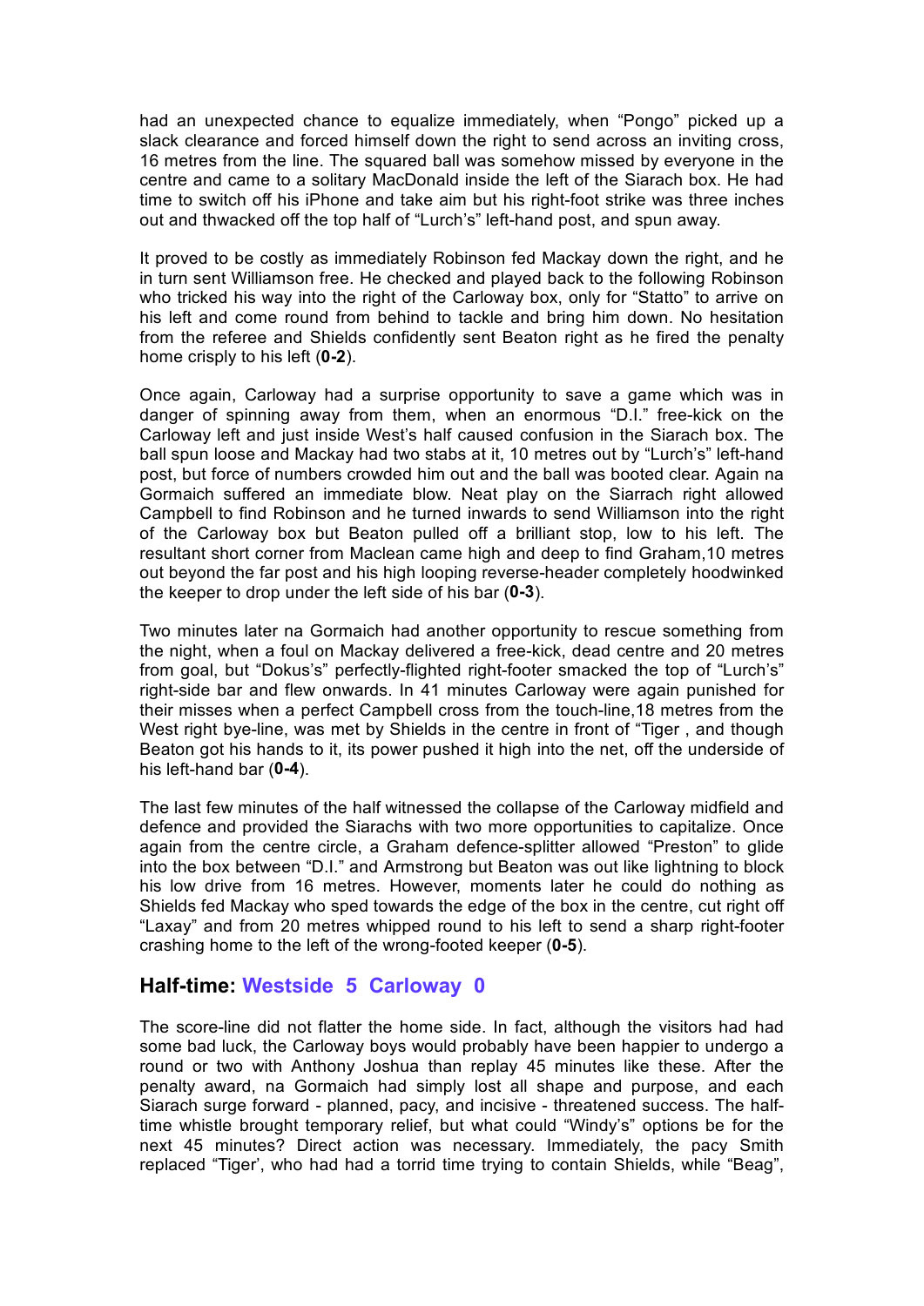had an unexpected chance to equalize immediately, when "Pongo" picked up a slack clearance and forced himself down the right to send across an inviting cross, 16 metres from the line. The squared ball was somehow missed by everyone in the centre and came to a solitary MacDonald inside the left of the Siarach box. He had time to switch off his iPhone and take aim but his right-foot strike was three inches out and thwacked off the top half of "Lurch's" left-hand post, and spun away.

It proved to be costly as immediately Robinson fed Mackay down the right, and he in turn sent Williamson free. He checked and played back to the following Robinson who tricked his way into the right of the Carloway box, only for "Statto" to arrive on his left and come round from behind to tackle and bring him down. No hesitation from the referee and Shields confidently sent Beaton right as he fired the penalty home crisply to his left (**0-2**).

Once again, Carloway had a surprise opportunity to save a game which was in danger of spinning away from them, when an enormous "D.I." free-kick on the Carloway left and just inside West's half caused confusion in the Siarach box. The ball spun loose and Mackay had two stabs at it, 10 metres out by "Lurch's" left-hand post, but force of numbers crowded him out and the ball was booted clear. Again na Gormaich suffered an immediate blow. Neat play on the Siarrach right allowed Campbell to find Robinson and he turned inwards to send Williamson into the right of the Carloway box but Beaton pulled off a brilliant stop, low to his left. The resultant short corner from Maclean came high and deep to find Graham,10 metres out beyond the far post and his high looping reverse-header completely hoodwinked the keeper to drop under the left side of his bar (**0-3**).

Two minutes later na Gormaich had another opportunity to rescue something from the night, when a foul on Mackay delivered a free-kick, dead centre and 20 metres from goal, but "Dokus's" perfectly-flighted right-footer smacked the top of "Lurch's" right-side bar and flew onwards. In 41 minutes Carloway were again punished for their misses when a perfect Campbell cross from the touch-line,18 metres from the West right bye-line, was met by Shields in the centre in front of "Tiger , and though Beaton got his hands to it, its power pushed it high into the net, off the underside of his left-hand bar (**0-4**).

The last few minutes of the half witnessed the collapse of the Carloway midfield and defence and provided the Siarachs with two more opportunities to capitalize. Once again from the centre circle, a Graham defence-splitter allowed "Preston" to glide into the box between "D.I." and Armstrong but Beaton was out like lightning to block his low drive from 16 metres. However, moments later he could do nothing as Shields fed Mackay who sped towards the edge of the box in the centre, cut right off "Laxay" and from 20 metres whipped round to his left to send a sharp right-footer crashing home to the left of the wrong-footed keeper (**0-5**).

## Half-time: Westside 5 Carloway 0

The score-line did not flatter the home side. In fact, although the visitors had had some bad luck, the Carloway boys would probably have been happier to undergo a round or two with Anthony Joshua than replay 45 minutes like these. After the penalty award, na Gormaich had simply lost all shape and purpose, and each Siarach surge forward - planned, pacy, and incisive - threatened success. The half-time whistle brought temporary relief, but what could "Windy's" options be for the next 45 minutes? Direct action was necessary. Immediately, the pacy Smith replaced "Tiger', who had had a torrid time trying to contain Shields, while "Beag",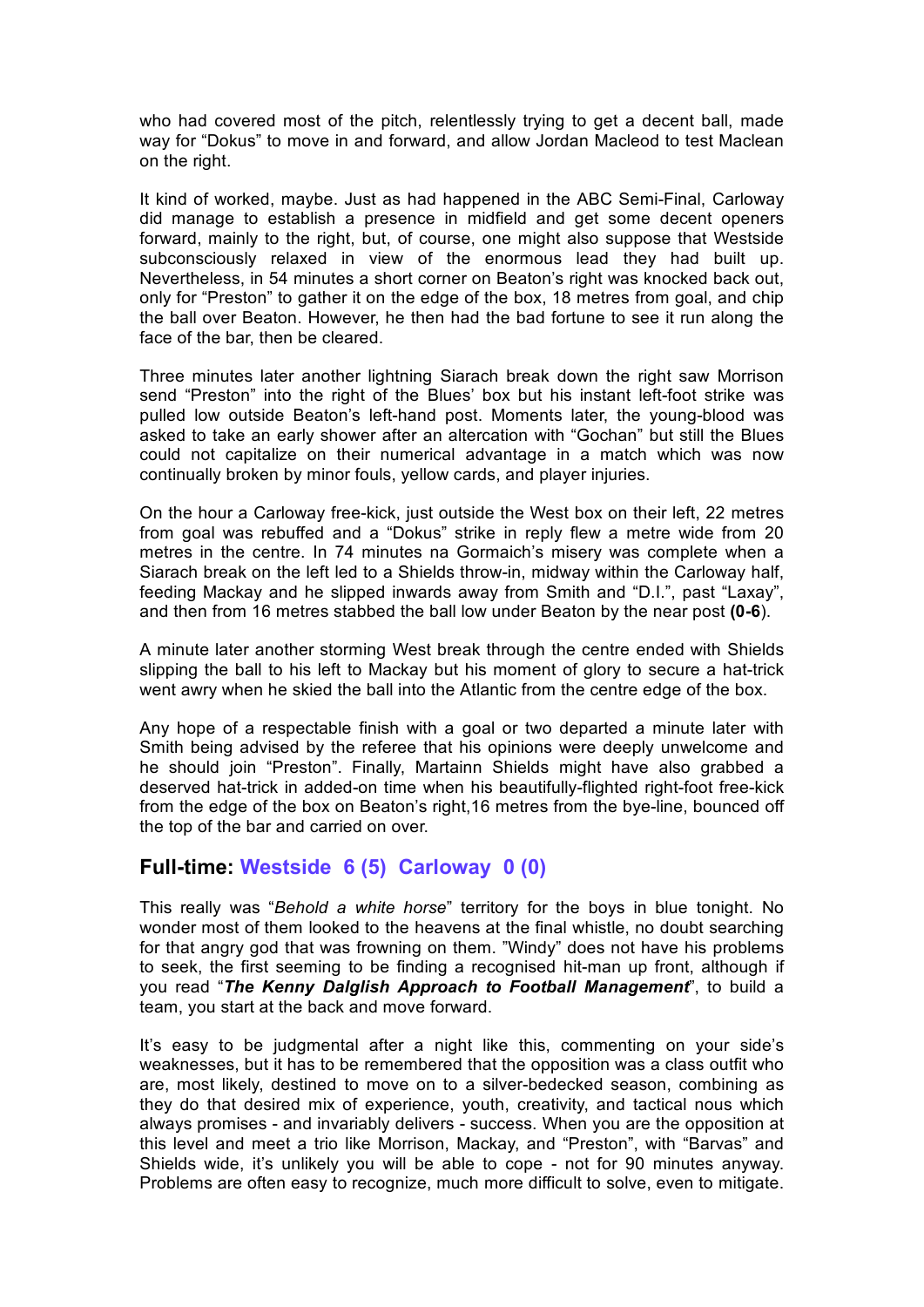who had covered most of the pitch, relentlessly trying to get a decent ball, made way for "Dokus" to move in and forward, and allow Jordan Macleod to test Maclean on the right.

It kind of worked, maybe. Just as had happened in the ABC Semi-Final, Carloway did manage to establish a presence in midfield and get some decent openers forward, mainly to the right, but, of course, one might also suppose that Westside subconsciously relaxed in view of the enormous lead they had built up. Nevertheless, in 54 minutes a short corner on Beaton's right was knocked back out, only for "Preston" to gather it on the edge of the box, 18 metres from goal, and chip the ball over Beaton. However, he then had the bad fortune to see it run along the face of the bar, then be cleared.

Three minutes later another lightning Siarach break down the right saw Morrison send "Preston" into the right of the Blues' box but his instant left-foot strike was pulled low outside Beaton's left-hand post. Moments later, the young-blood was asked to take an early shower after an altercation with "Gochan" but still the Blues could not capitalize on their numerical advantage in a match which was now continually broken by minor fouls, yellow cards, and player injuries.

On the hour a Carloway free-kick, just outside the West box on their left, 22 metres from goal was rebuffed and a "Dokus" strike in reply flew a metre wide from 20 metres in the centre. In 74 minutes na Gormaich's misery was complete when a Siarach break on the left led to a Shields throw-in, midway within the Carloway half, feeding Mackay and he slipped inwards away from Smith and "D.I.", past "Laxay", and then from 16 metres stabbed the ball low under Beaton by the near post **(0-6)**.

A minute later another storming West break through the centre ended with Shields slipping the ball to his left to Mackay but his moment of glory to secure a hat-trick went awry when he skied the ball into the Atlantic from the centre edge of the box.

Any hope of a respectable finish with a goal or two departed a minute later with Smith being advised by the referee that his opinions were deeply unwelcome and he should join "Preston". Finally, Martainn Shields might have also grabbed a deserved hat-trick in added-on time when his beautifully-flighted right-foot free-kick from the edge of the box on Beaton's right,16 metres from the bye-line, bounced off the top of the bar and carried on over.

## Full-time: Westside 6 (5) Carloway 0 (0)

This really was "*Behold a white horse*" territory for the boys in blue tonight. No wonder most of them looked to the heavens at the final whistle, no doubt searching for that angry god that was frowning on them. "Windy" does not have his problems to seek, the first seeming to be finding a recognised hit-man up front, although if you read "***The Kenny Dalglish Approach to Football Management***", to build a team, you start at the back and move forward.

It's easy to be judgmental after a night like this, commenting on your side's weaknesses, but it has to be remembered that the opposition was a class outfit who are, most likely, destined to move on to a silver-bedecked season, combining as they do that desired mix of experience, youth, creativity, and tactical nous which always promises - and invariably delivers - success. When you are the opposition at this level and meet a trio like Morrison, Mackay, and "Preston", with "Barvas" and Shields wide, it's unlikely you will be able to cope - not for 90 minutes anyway. Problems are often easy to recognize, much more difficult to solve, even to mitigate.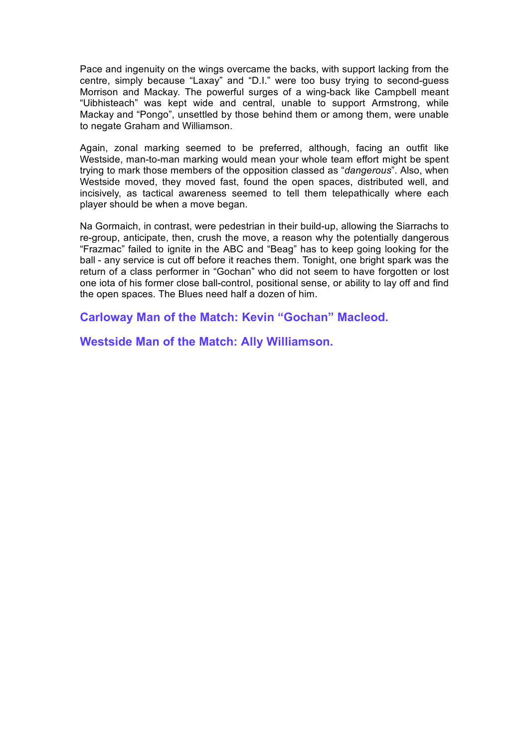Pace and ingenuity on the wings overcame the backs, with support lacking from the centre, simply because "Laxay" and "D.I." were too busy trying to second-guess Morrison and Mackay. The powerful surges of a wing-back like Campbell meant "Uibhisteach" was kept wide and central, unable to support Armstrong, while Mackay and "Pongo", unsettled by those behind them or among them, were unable to negate Graham and Williamson.

Again, zonal marking seemed to be preferred, although, facing an outfit like Westside, man-to-man marking would mean your whole team effort might be spent trying to mark those members of the opposition classed as "*dangerous*". Also, when Westside moved, they moved fast, found the open spaces, distributed well, and incisively, as tactical awareness seemed to tell them telepathically where each player should be when a move began.

Na Gormaich, in contrast, were pedestrian in their build-up, allowing the Siarrachs to re-group, anticipate, then, crush the move, a reason why the potentially dangerous "Frazmac" failed to ignite in the ABC and "Beag" has to keep going looking for the ball - any service is cut off before it reaches them. Tonight, one bright spark was the return of a class performer in "Gochan" who did not seem to have forgotten or lost one iota of his former close ball-control, positional sense, or ability to lay off and find the open spaces. The Blues need half a dozen of him.

**Carloway Man of the Match: Kevin "Gochan" Macleod.**

**Westside Man of the Match: Ally Williamson.**